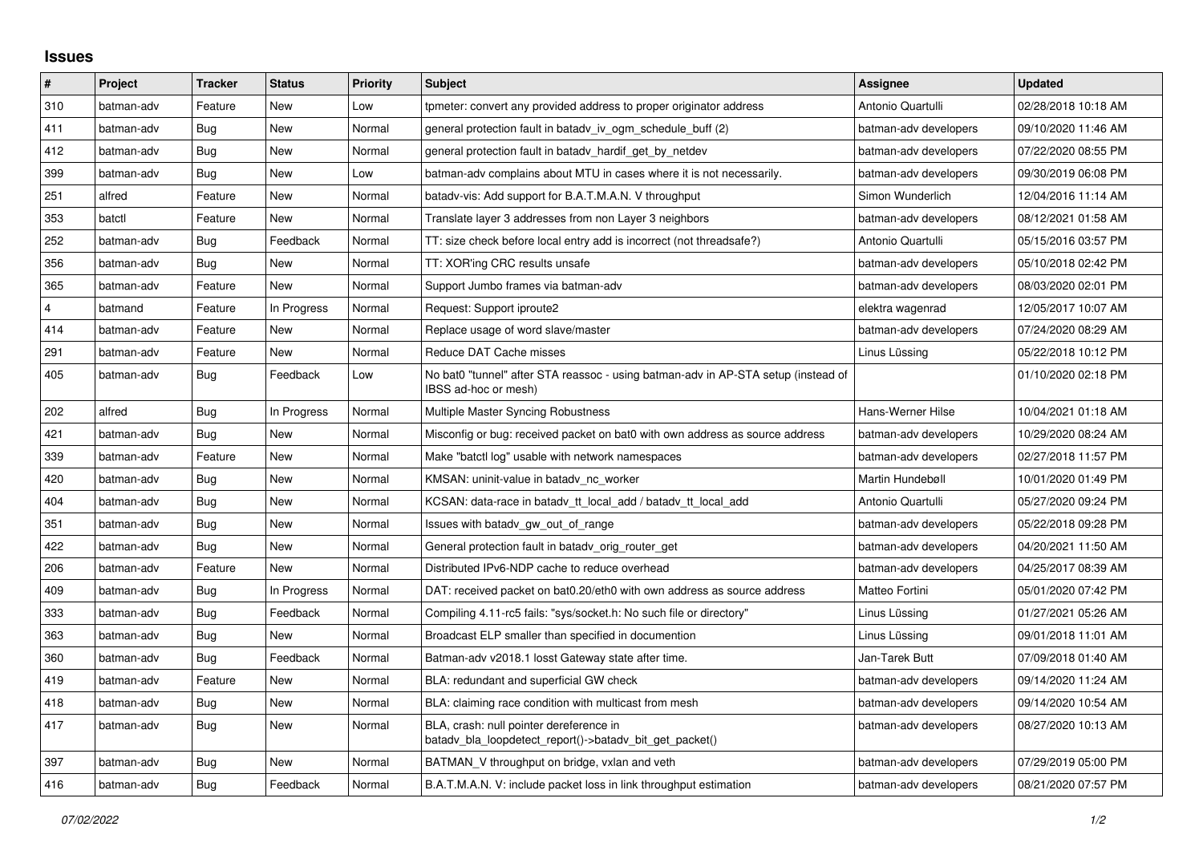## Issues

| # | Project | Tracker | Status | Priority | Subject | Assignee | Updated |
|---|---|---|---|---|---|---|---|
| 310 | batman-adv | Feature | New | Low | tpmeter: convert any provided address to proper originator address | Antonio Quartulli | 02/28/2018 10:18 AM |
| 411 | batman-adv | Bug | New | Normal | general protection fault in batadv_iv_ogm_schedule_buff (2) | batman-adv developers | 09/10/2020 11:46 AM |
| 412 | batman-adv | Bug | New | Normal | general protection fault in batadv_hardif_get_by_netdev | batman-adv developers | 07/22/2020 08:55 PM |
| 399 | batman-adv | Bug | New | Low | batman-adv complains about MTU in cases where it is not necessarily. | batman-adv developers | 09/30/2019 06:08 PM |
| 251 | alfred | Feature | New | Normal | batadv-vis: Add support for B.A.T.M.A.N. V throughput | Simon Wunderlich | 12/04/2016 11:14 AM |
| 353 | batctl | Feature | New | Normal | Translate layer 3 addresses from non Layer 3 neighbors | batman-adv developers | 08/12/2021 01:58 AM |
| 252 | batman-adv | Bug | Feedback | Normal | TT: size check before local entry add is incorrect (not threadsafe?) | Antonio Quartulli | 05/15/2016 03:57 PM |
| 356 | batman-adv | Bug | New | Normal | TT: XOR'ing CRC results unsafe | batman-adv developers | 05/10/2018 02:42 PM |
| 365 | batman-adv | Feature | New | Normal | Support Jumbo frames via batman-adv | batman-adv developers | 08/03/2020 02:01 PM |
| 4 | batmand | Feature | In Progress | Normal | Request: Support iproute2 | elektra wagenrad | 12/05/2017 10:07 AM |
| 414 | batman-adv | Feature | New | Normal | Replace usage of word slave/master | batman-adv developers | 07/24/2020 08:29 AM |
| 291 | batman-adv | Feature | New | Normal | Reduce DAT Cache misses | Linus Lüssing | 05/22/2018 10:12 PM |
| 405 | batman-adv | Bug | Feedback | Low | No bat0 "tunnel" after STA reassoc - using batman-adv in AP-STA setup (instead of IBSS ad-hoc or mesh) | | 01/10/2020 02:18 PM |
| 202 | alfred | Bug | In Progress | Normal | Multiple Master Syncing Robustness | Hans-Werner Hilse | 10/04/2021 01:18 AM |
| 421 | batman-adv | Bug | New | Normal | Misconfig or bug: received packet on bat0 with own address as source address | batman-adv developers | 10/29/2020 08:24 AM |
| 339 | batman-adv | Feature | New | Normal | Make "batctl log" usable with network namespaces | batman-adv developers | 02/27/2018 11:57 PM |
| 420 | batman-adv | Bug | New | Normal | KMSAN: uninit-value in batadv_nc_worker | Martin Hundebøll | 10/01/2020 01:49 PM |
| 404 | batman-adv | Bug | New | Normal | KCSAN: data-race in batadv_tt_local_add / batadv_tt_local_add | Antonio Quartulli | 05/27/2020 09:24 PM |
| 351 | batman-adv | Bug | New | Normal | Issues with batadv_gw_out_of_range | batman-adv developers | 05/22/2018 09:28 PM |
| 422 | batman-adv | Bug | New | Normal | General protection fault in batadv_orig_router_get | batman-adv developers | 04/20/2021 11:50 AM |
| 206 | batman-adv | Feature | New | Normal | Distributed IPv6-NDP cache to reduce overhead | batman-adv developers | 04/25/2017 08:39 AM |
| 409 | batman-adv | Bug | In Progress | Normal | DAT: received packet on bat0.20/eth0 with own address as source address | Matteo Fortini | 05/01/2020 07:42 PM |
| 333 | batman-adv | Bug | Feedback | Normal | Compiling 4.11-rc5 fails: "sys/socket.h: No such file or directory" | Linus Lüssing | 01/27/2021 05:26 AM |
| 363 | batman-adv | Bug | New | Normal | Broadcast ELP smaller than specified in documention | Linus Lüssing | 09/01/2018 11:01 AM |
| 360 | batman-adv | Bug | Feedback | Normal | Batman-adv v2018.1 losst Gateway state after time. | Jan-Tarek Butt | 07/09/2018 01:40 AM |
| 419 | batman-adv | Feature | New | Normal | BLA: redundant and superficial GW check | batman-adv developers | 09/14/2020 11:24 AM |
| 418 | batman-adv | Bug | New | Normal | BLA: claiming race condition with multicast from mesh | batman-adv developers | 09/14/2020 10:54 AM |
| 417 | batman-adv | Bug | New | Normal | BLA, crash: null pointer dereference in batadv_bla_loopdetect_report()->batadv_bit_get_packet() | batman-adv developers | 08/27/2020 10:13 AM |
| 397 | batman-adv | Bug | New | Normal | BATMAN_V throughput on bridge, vxlan and veth | batman-adv developers | 07/29/2019 05:00 PM |
| 416 | batman-adv | Bug | Feedback | Normal | B.A.T.M.A.N. V: include packet loss in link throughput estimation | batman-adv developers | 08/21/2020 07:57 PM |

*07/02/2022*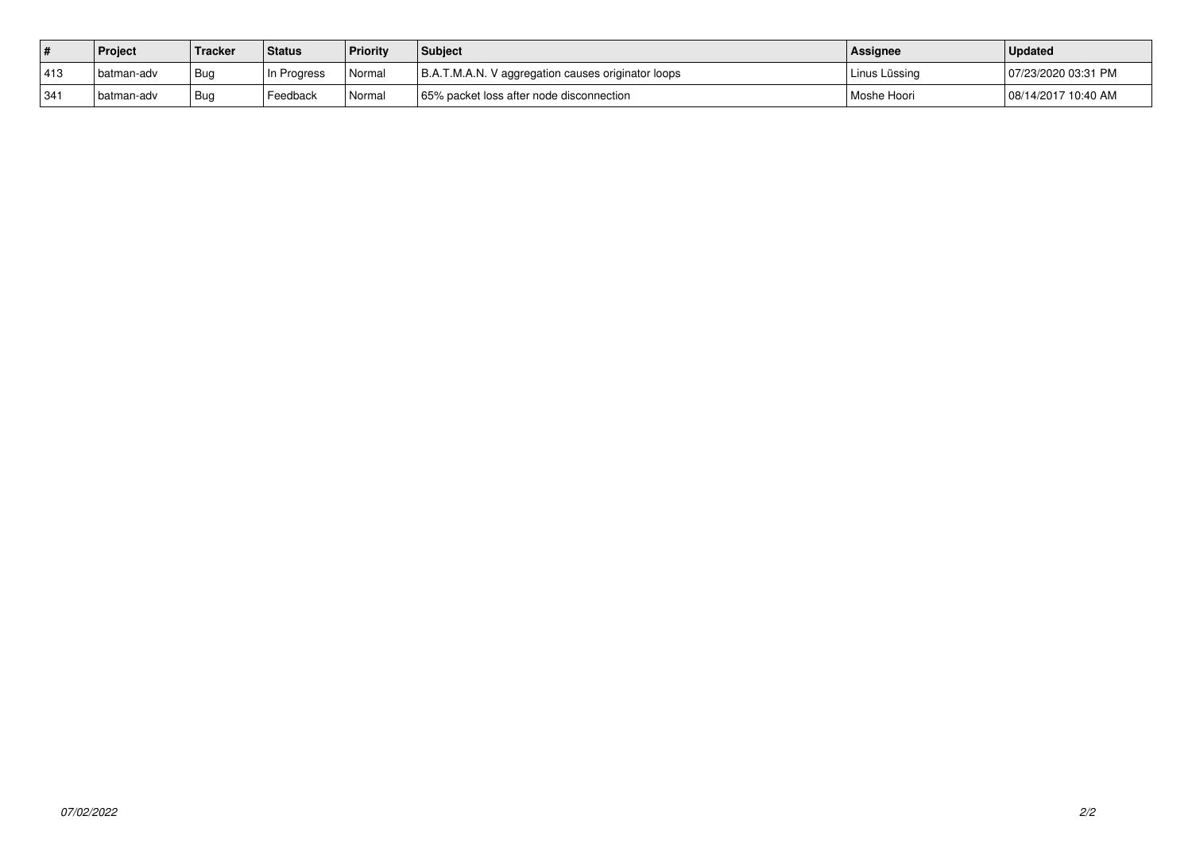| # | Project | Tracker | Status | Priority | Subject | Assignee | Updated |
|---|---|---|---|---|---|---|---|
| 413 | batman-adv | Bug | In Progress | Normal | B.A.T.M.A.N. V aggregation causes originator loops | Linus Lüssing | 07/23/2020 03:31 PM |
| 341 | batman-adv | Bug | Feedback | Normal | 65% packet loss after node disconnection | Moshe Hoori | 08/14/2017 10:40 AM |